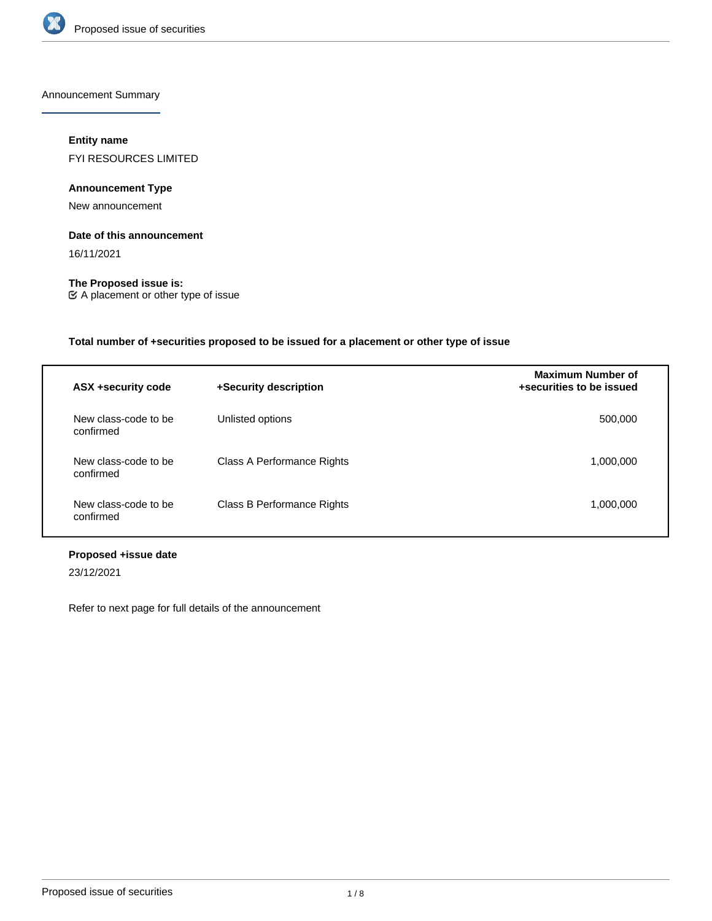## Announcement Summary

**Entity name**

FYI RESOURCES LIMITED

**Announcement Type**

New announcement

**Date of this announcement**

16/11/2021

**The Proposed issue is:**

☑ A placement or other type of issue

**Total number of +securities proposed to be issued for a placement or other type of issue**

| ASX +security code | +Security description | Maximum Number of +securities to be issued |
|---|---|---|
| New class-code to be confirmed | Unlisted options | 500,000 |
| New class-code to be confirmed | Class A Performance Rights | 1,000,000 |
| New class-code to be confirmed | Class B Performance Rights | 1,000,000 |

**Proposed +issue date**

23/12/2021

Refer to next page for full details of the announcement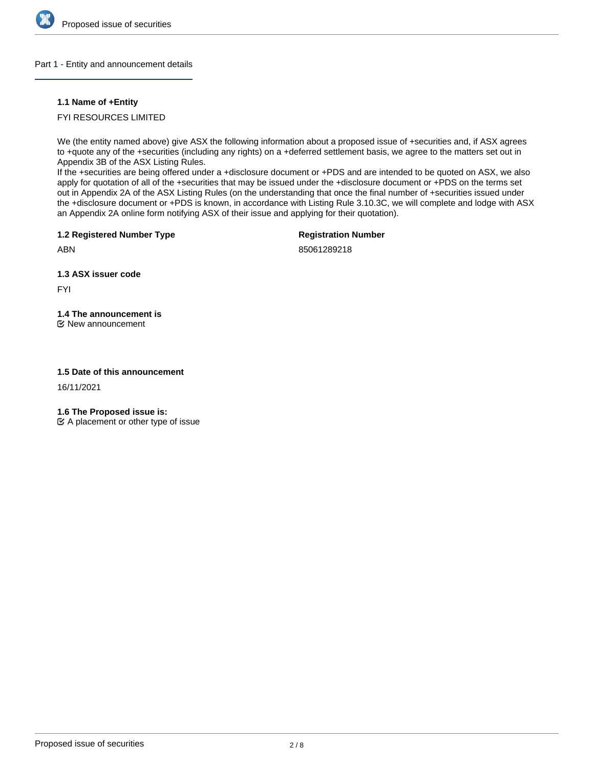## Part 1 - Entity and announcement details

**1.1 Name of +Entity**

FYI RESOURCES LIMITED

We (the entity named above) give ASX the following information about a proposed issue of +securities and, if ASX agrees to +quote any of the +securities (including any rights) on a +deferred settlement basis, we agree to the matters set out in Appendix 3B of the ASX Listing Rules.
If the +securities are being offered under a +disclosure document or +PDS and are intended to be quoted on ASX, we also apply for quotation of all of the +securities that may be issued under the +disclosure document or +PDS on the terms set out in Appendix 2A of the ASX Listing Rules (on the understanding that once the final number of +securities issued under the +disclosure document or +PDS is known, in accordance with Listing Rule 3.10.3C, we will complete and lodge with ASX an Appendix 2A online form notifying ASX of their issue and applying for their quotation).

**1.2 Registered Number Type**

ABN

**Registration Number**

85061289218

**1.3 ASX issuer code**

FYI

**1.4 The announcement is**

☑ New announcement

**1.5 Date of this announcement**

16/11/2021

**1.6 The Proposed issue is:**

☑ A placement or other type of issue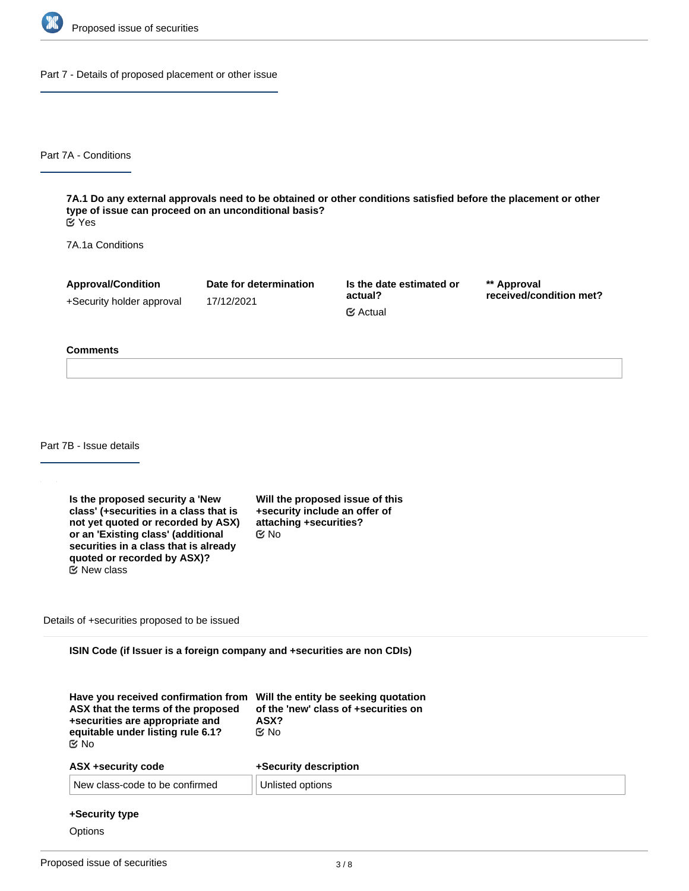## Part 7 - Details of proposed placement or other issue

### Part 7A - Conditions

**7A.1 Do any external approvals need to be obtained or other conditions satisfied before the placement or other type of issue can proceed on an unconditional basis?**
☑ Yes

7A.1a Conditions

| Approval/Condition | Date for determination | Is the date estimated or actual? | ** Approval received/condition met? |
|---|---|---|---|
| +Security holder approval | 17/12/2021 | ☑ Actual | |

**Comments**

### Part 7B - Issue details

**Is the proposed security a 'New class' (+securities in a class that is not yet quoted or recorded by ASX) or an 'Existing class' (additional securities in a class that is already quoted or recorded by ASX)?**
☑ New class

**Will the proposed issue of this +security include an offer of attaching +securities?**
☑ No

Details of +securities proposed to be issued

**ISIN Code (if Issuer is a foreign company and +securities are non CDIs)**

**Have you received confirmation from ASX that the terms of the proposed +securities are appropriate and equitable under listing rule 6.1?**
☑ No

**Will the entity be seeking quotation of the 'new' class of +securities on ASX?**
☑ No

**ASX +security code**

New class-code to be confirmed

**+Security description**

Unlisted options

**+Security type**

Options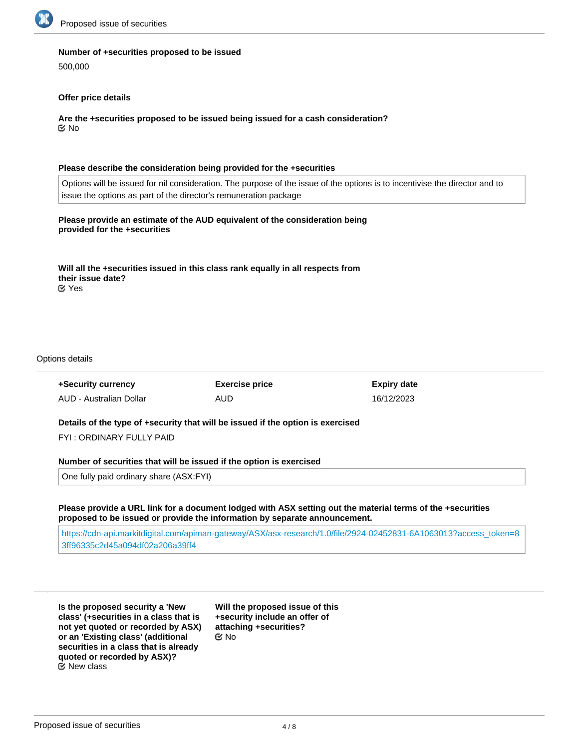**Number of +securities proposed to be issued**

500,000

**Offer price details**

**Are the +securities proposed to be issued being issued for a cash consideration?**

☑ No

**Please describe the consideration being provided for the +securities**

Options will be issued for nil consideration. The purpose of the issue of the options is to incentivise the director and to issue the options as part of the director's remuneration package

**Please provide an estimate of the AUD equivalent of the consideration being provided for the +securities**

**Will all the +securities issued in this class rank equally in all respects from their issue date?**

☑ Yes

Options details

| +Security currency | Exercise price | Expiry date |
| --- | --- | --- |
| AUD - Australian Dollar | AUD | 16/12/2023 |

**Details of the type of +security that will be issued if the option is exercised**

FYI : ORDINARY FULLY PAID

**Number of securities that will be issued if the option is exercised**

One fully paid ordinary share (ASX:FYI)

**Please provide a URL link for a document lodged with ASX setting out the material terms of the +securities proposed to be issued or provide the information by separate announcement.**

https://cdn-api.markitdigital.com/apiman-gateway/ASX/asx-research/1.0/file/2924-02452831-6A1063013?access_token=83ff96335c2d45a094df02a206a39ff4

**Is the proposed security a 'New class' (+securities in a class that is not yet quoted or recorded by ASX) or an 'Existing class' (additional securities in a class that is already quoted or recorded by ASX)?**

☑ New class

**Will the proposed issue of this +security include an offer of attaching +securities?**

☑ No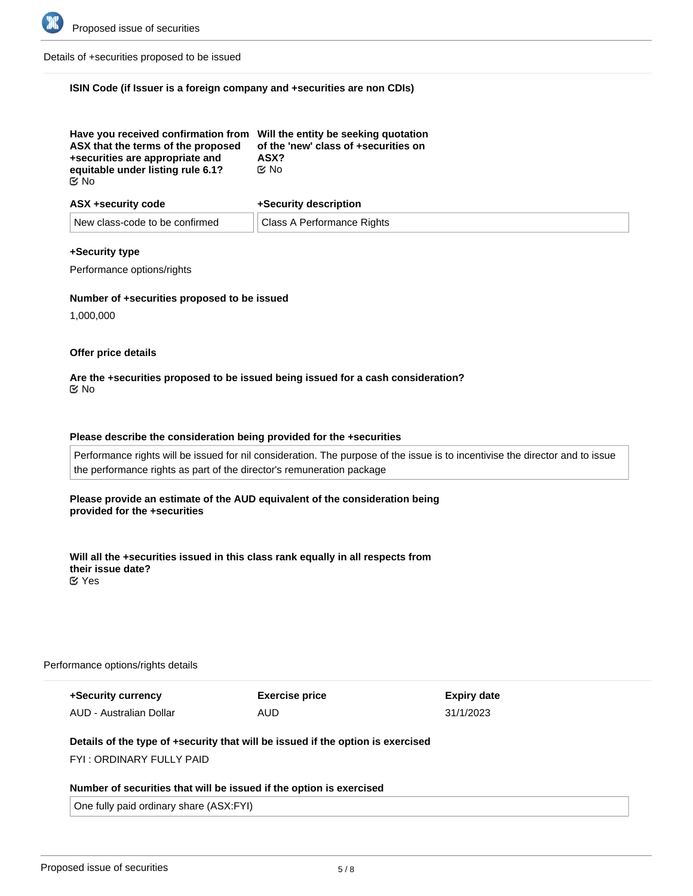Details of +securities proposed to be issued

**ISIN Code (if Issuer is a foreign company and +securities are non CDIs)**

| **Have you received confirmation from ASX that the terms of the proposed +securities are appropriate and equitable under listing rule 6.1?** | **Will the entity be seeking quotation of the 'new' class of +securities on ASX?** |
|---|---|
| No | No |

| **ASX +security code** | **+Security description** |
|---|---|
| New class-code to be confirmed | Class A Performance Rights |

**+Security type**

Performance options/rights

**Number of +securities proposed to be issued**

1,000,000

**Offer price details**

**Are the +securities proposed to be issued being issued for a cash consideration?**

No

**Please describe the consideration being provided for the +securities**

Performance rights will be issued for nil consideration. The purpose of the issue is to incentivise the director and to issue the performance rights as part of the director's remuneration package

**Please provide an estimate of the AUD equivalent of the consideration being provided for the +securities**

**Will all the +securities issued in this class rank equally in all respects from their issue date?**

Yes

Performance options/rights details

| **+Security currency** | **Exercise price** | **Expiry date** |
|---|---|---|
| AUD - Australian Dollar | AUD | 31/1/2023 |

**Details of the type of +security that will be issued if the option is exercised**

FYI : ORDINARY FULLY PAID

**Number of securities that will be issued if the option is exercised**

One fully paid ordinary share (ASX:FYI)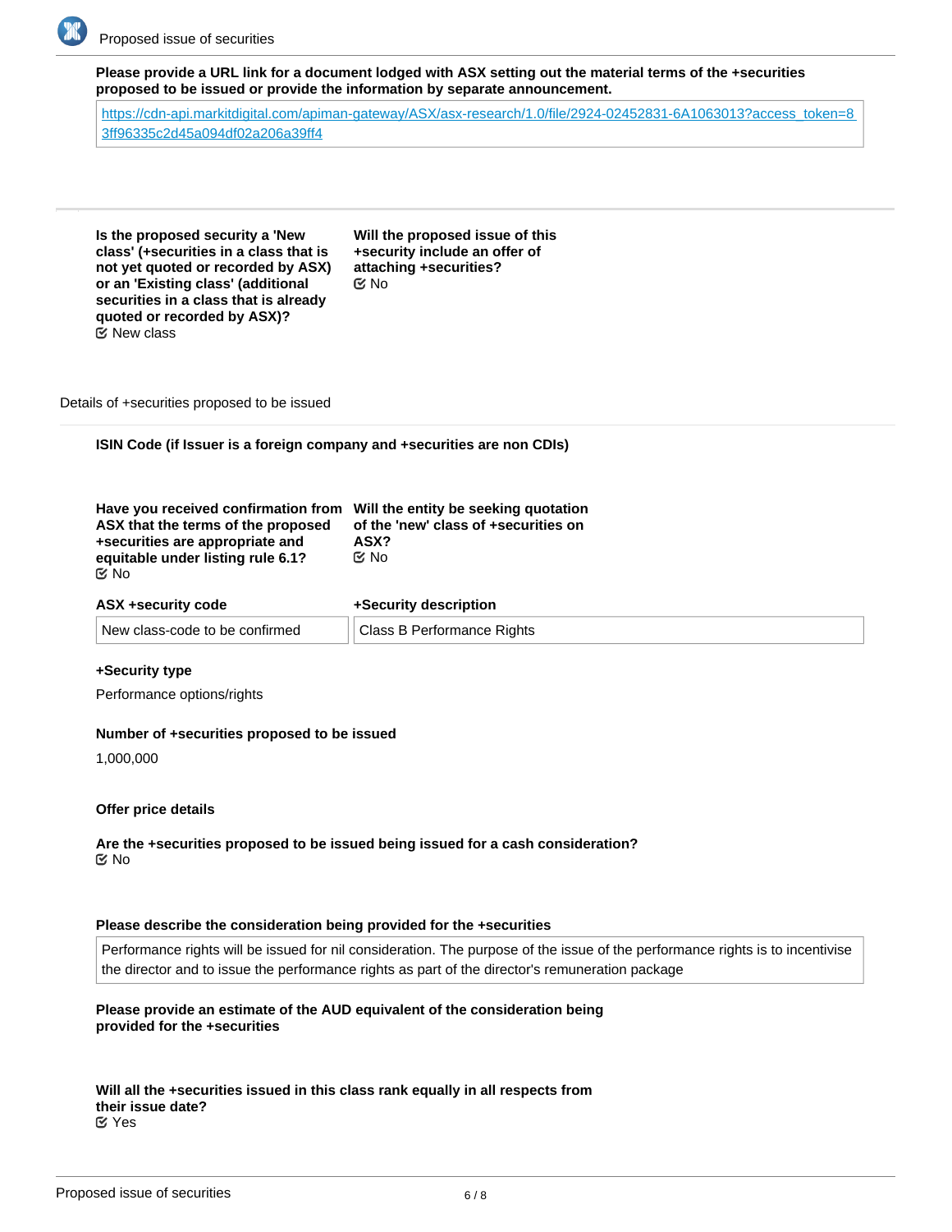**Please provide a URL link for a document lodged with ASX setting out the material terms of the +securities proposed to be issued or provide the information by separate announcement.**

https://cdn-api.markitdigital.com/apiman-gateway/ASX/asx-research/1.0/file/2924-02452831-6A1063013?access_token=83ff96335c2d45a094df02a206a39ff4

**Is the proposed security a 'New class' (+securities in a class that is not yet quoted or recorded by ASX) or an 'Existing class' (additional securities in a class that is already quoted or recorded by ASX)?**
New class

**Will the proposed issue of this +security include an offer of attaching +securities?**
No

Details of +securities proposed to be issued

**ISIN Code (if Issuer is a foreign company and +securities are non CDIs)**

**Have you received confirmation from ASX that the terms of the proposed +securities are appropriate and equitable under listing rule 6.1?**
No

**Will the entity be seeking quotation of the 'new' class of +securities on ASX?**
No

**ASX +security code**
New class-code to be confirmed

**+Security description**
Class B Performance Rights

**+Security type**

Performance options/rights

**Number of +securities proposed to be issued**

1,000,000

**Offer price details**

**Are the +securities proposed to be issued being issued for a cash consideration?**
No

**Please describe the consideration being provided for the +securities**

Performance rights will be issued for nil consideration. The purpose of the issue of the performance rights is to incentivise the director and to issue the performance rights as part of the director's remuneration package

**Please provide an estimate of the AUD equivalent of the consideration being provided for the +securities**

**Will all the +securities issued in this class rank equally in all respects from their issue date?**
Yes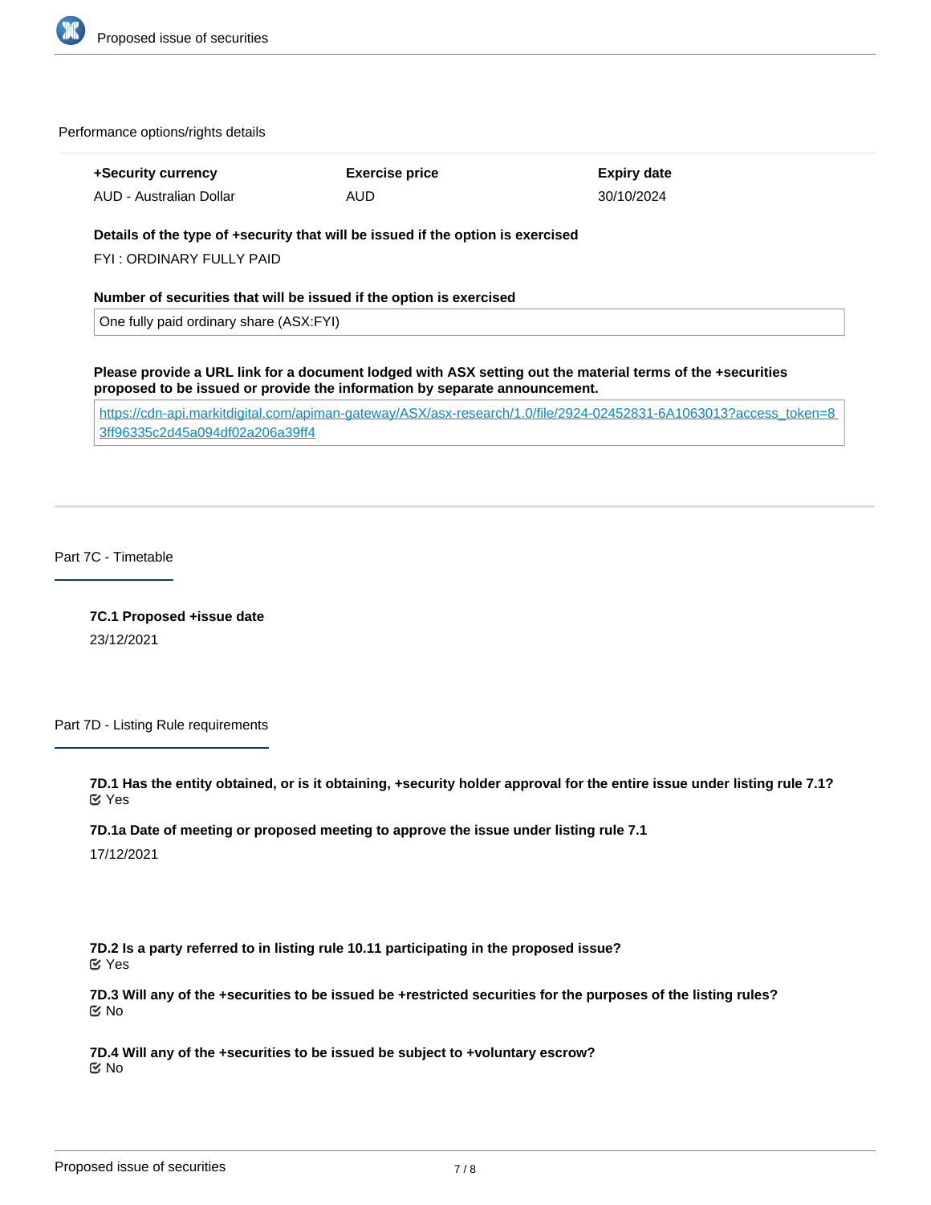Performance options/rights details

| +Security currency | Exercise price | Expiry date |
|---|---|---|
| AUD - Australian Dollar | AUD | 30/10/2024 |

**Details of the type of +security that will be issued if the option is exercised**

FYI : ORDINARY FULLY PAID

**Number of securities that will be issued if the option is exercised**

One fully paid ordinary share (ASX:FYI)

**Please provide a URL link for a document lodged with ASX setting out the material terms of the +securities proposed to be issued or provide the information by separate announcement.**

https://cdn-api.markitdigital.com/apiman-gateway/ASX/asx-research/1.0/file/2924-02452831-6A1063013?access_token=83ff96335c2d45a094df02a206a39ff4

## Part 7C - Timetable

**7C.1 Proposed +issue date**

23/12/2021

## Part 7D - Listing Rule requirements

**7D.1 Has the entity obtained, or is it obtaining, +security holder approval for the entire issue under listing rule 7.1?**

Yes

**7D.1a Date of meeting or proposed meeting to approve the issue under listing rule 7.1**

17/12/2021

**7D.2 Is a party referred to in listing rule 10.11 participating in the proposed issue?**

Yes

**7D.3 Will any of the +securities to be issued be +restricted securities for the purposes of the listing rules?**

No

**7D.4 Will any of the +securities to be issued be subject to +voluntary escrow?**

No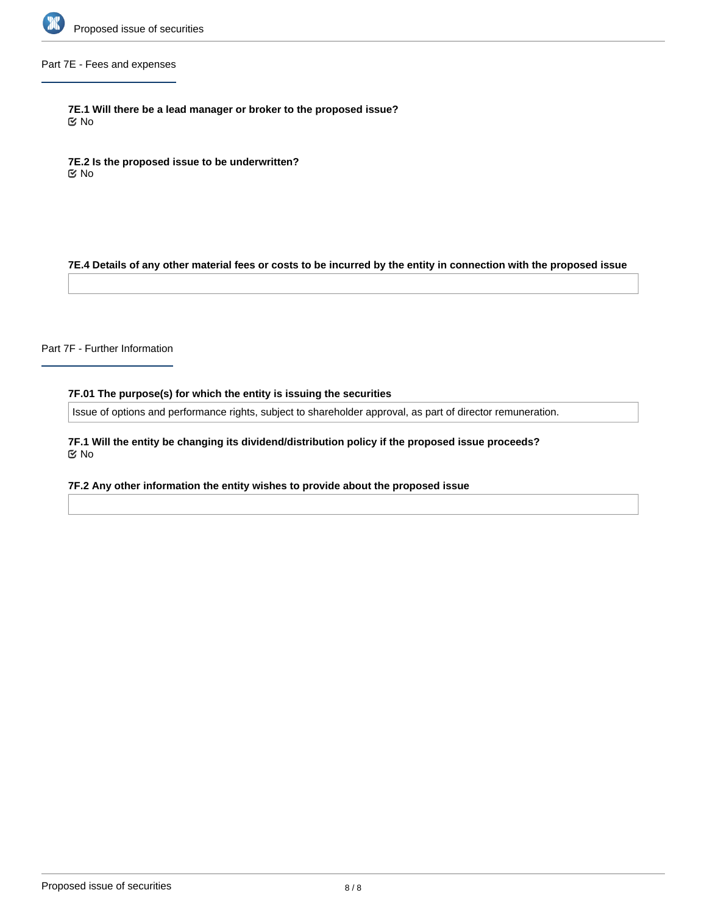## Part 7E - Fees and expenses

**7E.1 Will there be a lead manager or broker to the proposed issue?**
☑ No

**7E.2 Is the proposed issue to be underwritten?**
☑ No

**7E.4 Details of any other material fees or costs to be incurred by the entity in connection with the proposed issue**

## Part 7F - Further Information

**7F.01 The purpose(s) for which the entity is issuing the securities**

Issue of options and performance rights, subject to shareholder approval, as part of director remuneration.

**7F.1 Will the entity be changing its dividend/distribution policy if the proposed issue proceeds?**
☑ No

**7F.2 Any other information the entity wishes to provide about the proposed issue**